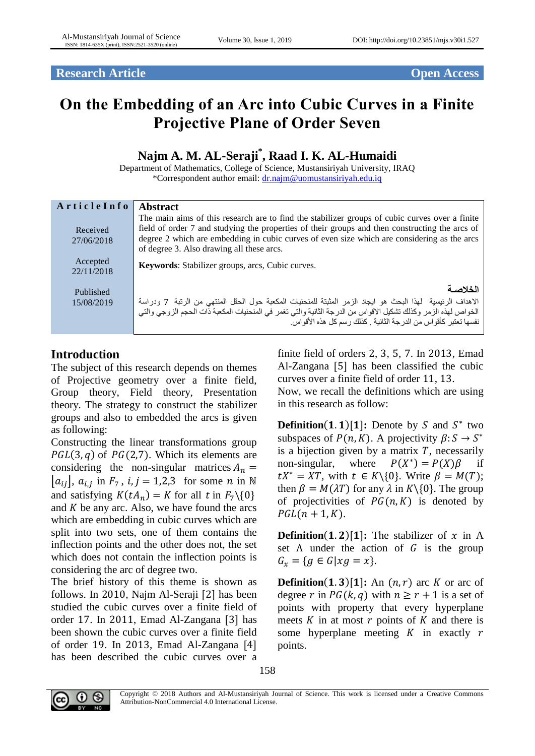Research Article Open Access

# On the Embedding of an Arc into Cubic Curves in a Finite Projective Plane of Order Seven

**Najm A. M. AL-Seraji*, Raad I. K. AL-Humaidi**

Department of Mathematics, College of Science, Mustansiriyah University, IRAQ

*Correspondent author email: dr.najm@uomustansiriyah.edu.iq

**Article Info**

Received 27/06/2018

Accepted 22/11/2018

Published 15/08/2019

**Abstract**

The main aims of this research are to find the stabilizer groups of cubic curves over a finite field of order 7 and studying the properties of their groups and then constructing the arcs of degree 2 which are embedding in cubic curves of even size which are considering as the arcs of degree 3. Also drawing all these arcs.

**Keywords**: Stabilizer groups, arcs, Cubic curves.

**الخلاصة**

الاهداف الرئيسية لهذا البحث هو ايجاد الزمر المثبتة للمنحنيات المكعبة حول الحقل المنتهي من الرتبة 7 ودراسة الخواص لهذه الزمر وكذلك تشكيل الاقواس من الدرجة الثانية والتي تغمر في المنحنيات المكعبة ذات الحجم الزوجي والتي نفسها تعتبر كأقواس من الدرجة الثانية . كذلك رسم كل هذه الأقواس.

## Introduction

The subject of this research depends on themes of Projective geometry over a finite field, Group theory, Field theory, Presentation theory. The strategy to construct the stabilizer groups and also to embedded the arcs is given as following:

Constructing the linear transformations group $PGL(3,q)$ of $PG(2,7)$. Which its elements are considering the non-singular matrices $A_n = [a_{ij}]$, $a_{i,j}$ in $F_7$, $i,j = 1,2,3$ for some $n$ in $\mathbb{N}$ and satisfying $K(tA_n) = K$ for all $t$ in $F_7\backslash\{0\}$ and $K$ be any arc. Also, we have found the arcs which are embedding in cubic curves which are split into two sets, one of them contains the inflection points and the other does not, the set which does not contain the inflection points is considering the arc of degree two.

The brief history of this theme is shown as follows. In 2010, Najm Al-Seraji [2] has been studied the cubic curves over a finite field of order 17. In 2011, Emad Al-Zangana [3] has been shown the cubic curves over a finite field of order 19. In 2013, Emad Al-Zangana [4] has been described the cubic curves over a finite field of orders 2, 3, 5, 7. In 2013, Emad Al-Zangana [5] has been classified the cubic curves over a finite field of order 11, 13.

Now, we recall the definitions which are using in this research as follow:

**Definition(1.1)[1]:** Denote by $S$ and $S^*$ two subspaces of $P(n,K)$. A projectivity $\beta: S \to S^*$ is a bijection given by a matrix $T$, necessarily non-singular, where $P(X^*) = P(X)\beta$ if $tX^* = XT$, with $t \in K\backslash\{0\}$. Write $\beta = M(T)$; then $\beta = M(\lambda T)$ for any $\lambda$ in $K\backslash\{0\}$. The group of projectivities of $PG(n,K)$ is denoted by $PGL(n+1,K)$.

**Definition(1.2)[1]:** The stabilizer of $x$ in A set $\Lambda$ under the action of $G$ is the group $G_x = \{g \in G | xg = x\}$.

**Definition(1.3)[1]:** An $(n,r)$ arc $K$ or arc of degree $r$ in $PG(k,q)$ with $n \geq r+1$ is a set of points with property that every hyperplane meets $K$ in at most $r$ points of $K$ and there is some hyperplane meeting $K$ in exactly $r$ points.

Copyright © 2018 Authors and Al-Mustansiriyah Journal of Science. This work is licensed under a Creative Commons Attribution-NonCommercial 4.0 International License.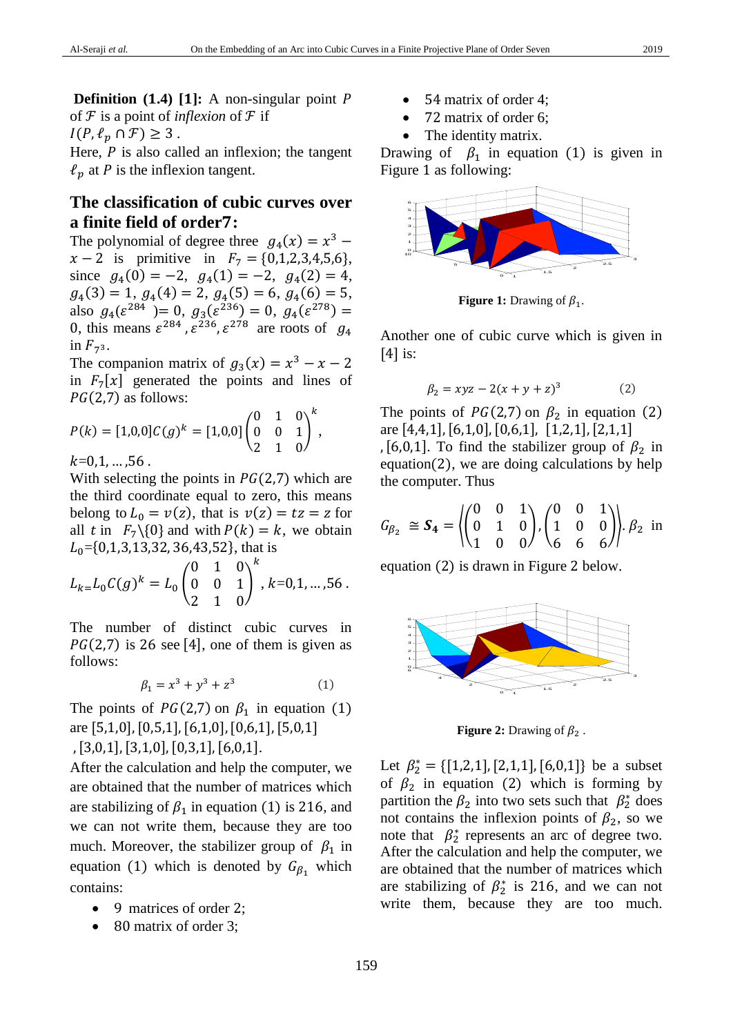**Definition (1.4) [1]:** A non-singular point $P$ of $\mathcal{F}$ is a point of *inflexion* of $\mathcal{F}$ if $I(P, \ell_p \cap \mathcal{F}) \geq 3$.
Here, $P$ is also called an inflexion; the tangent $\ell_p$ at $P$ is the inflexion tangent.

## The classification of cubic curves over a finite field of order7:

The polynomial of degree three $g_4(x) = x^3 - x - 2$ is primitive in $F_7 = \{0,1,2,3,4,5,6\}$, since $g_4(0) = -2$, $g_4(1) = -2$, $g_4(2) = 4$, $g_4(3) = 1$, $g_4(4) = 2$, $g_4(5) = 5$, $g_4(6) = 6$, also $g_4(\varepsilon^{284}) = 0$, $g_3(\varepsilon^{236}) = 0$, $g_4(\varepsilon^{278}) = 0$, this means $\varepsilon^{284}, \varepsilon^{236}, \varepsilon^{278}$ are roots of $g_4$ in $F_{7^3}$.
The companion matrix of $g_3(x) = x^3 - x - 2$ in $F_7[x]$ generated the points and lines of $PG(2,7)$ as follows:

$$P(k) = [1,0,0]C(g)^k = [1,0,0]\begin{pmatrix} 0 & 1 & 0 \\ 0 & 0 & 1 \\ 2 & 1 & 0 \end{pmatrix}^k,$$

$k$=0,1, ... ,56 .
With selecting the points in $PG(2,7)$ which are the third coordinate equal to zero, this means belong to $L_0 = v(z)$, that is $v(z) = tz = z$ for all $t$ in $F_7\backslash\{0\}$ and with $P(k) = k$, we obtain $L_0$={0,1,3,13,32, 36,43,52}, that is

$$L_k = L_0 C(g)^k = L_0 \begin{pmatrix} 0 & 1 & 0 \\ 0 & 0 & 1 \\ 2 & 1 & 0 \end{pmatrix}^k, k=0,1, ... ,56 .$$

The number of distinct cubic curves in $PG(2,7)$ is 26 see [4], one of them is given as follows:

$$\beta_1 = x^3 + y^3 + z^3 \qquad (1)$$

The points of $PG(2,7)$ on $\beta_1$ in equation (1) are [5,1,0], [0,5,1], [6,1,0], [0,6,1], [5,0,1], [3,0,1], [3,1,0], [0,3,1], [6,0,1].
After the calculation and help the computer, we are obtained that the number of matrices which are stabilizing of $\beta_1$ in equation (1) is 216, and we can not write them, because they are too much. Moreover, the stabilizer group of $\beta_1$ in equation (1) which is denoted by $G_{\beta_1}$ which contains:

- 9 matrices of order 2;
- 80 matrix of order 3;
- 54 matrix of order 4;
- 72 matrix of order 6;
- The identity matrix.

Drawing of $\beta_1$ in equation (1) is given in Figure 1 as following:

**Figure 1:** Drawing of $\beta_1$.

Another one of cubic curve which is given in [4] is:

$$\beta_2 = xyz - 2(x + y + z)^3 \qquad (2)$$

The points of $PG(2,7)$ on $\beta_2$ in equation (2) are [4,4,1], [6,1,0], [0,6,1], [1,2,1], [2,1,1], [6,0,1]. To find the stabilizer group of $\beta_2$ in equation(2), we are doing calculations by help the computer. Thus

$$G_{\beta_2} \cong \boldsymbol{S_4} = \left\langle \begin{pmatrix} 0 & 0 & 1 \\ 0 & 1 & 0 \\ 1 & 0 & 0 \end{pmatrix}, \begin{pmatrix} 0 & 0 & 1 \\ 1 & 0 & 0 \\ 6 & 6 & 6 \end{pmatrix} \right\rangle.$$ $\beta_2$ in equation (2) is drawn in Figure 2 below.

**Figure 2:** Drawing of $\beta_2$ .

Let $\beta_2^* = \{[1,2,1], [2,1,1], [6,0,1]\}$ be a subset of $\beta_2$ in equation (2) which is forming by partition the $\beta_2$ into two sets such that $\beta_2^*$ does not contains the inflexion points of $\beta_2$, so we note that $\beta_2^*$ represents an arc of degree two. After the calculation and help the computer, we are obtained that the number of matrices which are stabilizing of $\beta_2^*$ is 216, and we can not write them, because they are too much.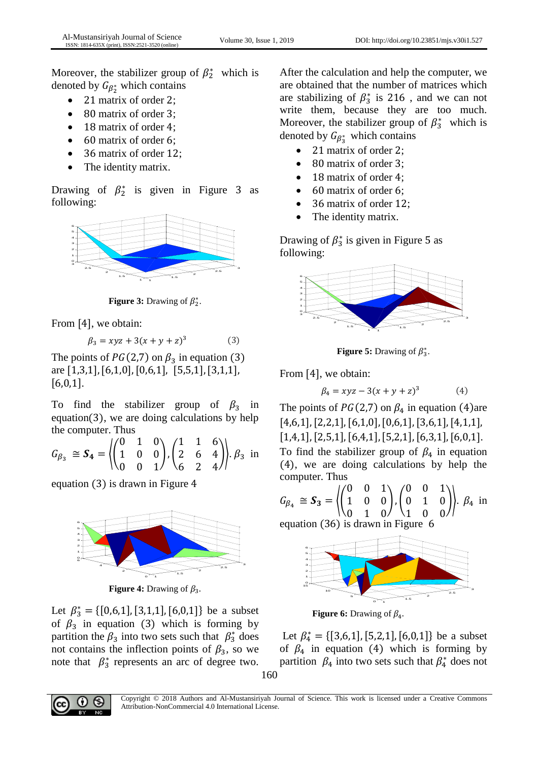Moreover, the stabilizer group of $\beta_2^*$ which is denoted by $G_{\beta_2^*}$ which contains

- 21 matrix of order 2;
- 80 matrix of order 3;
- 18 matrix of order 4;
- 60 matrix of order 6;
- 36 matrix of order 12;
- The identity matrix.

Drawing of $\beta_2^*$ is given in Figure 3 as following:

**Figure 3:** Drawing of $\beta_2^*$.

From [4], we obtain:

$$\beta_3 = xyz + 3(x + y + z)^3 \qquad (3)$$

The points of $PG(2,7)$ on $\beta_3$ in equation (3) are [1,3,1], [6,1,0], [0,6,1], [5,5,1], [3,1,1], [6,0,1].

To find the stabilizer group of $\beta_3$ in equation(3), we are doing calculations by help the computer. Thus

$$G_{\beta_3} \cong \boldsymbol{S_4} = \left\langle \begin{pmatrix} 0 & 1 & 0 \\ 1 & 0 & 0 \\ 0 & 0 & 1 \end{pmatrix}, \begin{pmatrix} 1 & 1 & 6 \\ 2 & 6 & 4 \\ 6 & 2 & 4 \end{pmatrix} \right\rangle.$$

$\beta_3$ in equation (3) is drawn in Figure 4

**Figure 4:** Drawing of $\beta_3$.

Let $\beta_3^* = \{[0,6,1], [3,1,1], [6,0,1]\}$ be a subset of $\beta_3$ in equation (3) which is forming by partition the $\beta_3$ into two sets such that $\beta_3^*$ does not contains the inflection points of $\beta_3$, so we note that $\beta_3^*$ represents an arc of degree two.

After the calculation and help the computer, we are obtained that the number of matrices which are stabilizing of $\beta_3^*$ is 216 , and we can not write them, because they are too much. Moreover, the stabilizer group of $\beta_3^*$ which is denoted by $G_{\beta_3^*}$ which contains

- 21 matrix of order 2;
- 80 matrix of order 3;
- 18 matrix of order 4;
- 60 matrix of order 6;
- 36 matrix of order 12;
- The identity matrix.

Drawing of $\beta_3^*$ is given in Figure 5 as following:

**Figure 5:** Drawing of $\beta_3^*$.

From [4], we obtain:

$$\beta_4 = xyz - 3(x + y + z)^3 \qquad (4)$$

The points of $PG(2,7)$ on $\beta_4$ in equation (4)are [4,6,1], [2,2,1], [6,1,0], [0,6,1], [3,6,1], [4,1,1], [1,4,1], [2,5,1], [6,4,1], [5,2,1], [6,3,1], [6,0,1].

To find the stabilizer group of $\beta_4$ in equation (4), we are doing calculations by help the computer. Thus

$$G_{\beta_4} \cong \boldsymbol{S_3} = \left\langle \begin{pmatrix} 0 & 0 & 1 \\ 1 & 0 & 0 \\ 0 & 1 & 0 \end{pmatrix}, \begin{pmatrix} 0 & 0 & 1 \\ 0 & 1 & 0 \\ 1 & 0 & 0 \end{pmatrix} \right\rangle.$$

$\beta_4$ in equation (36) is drawn in Figure 6

**Figure 6:** Drawing of $\beta_4$.

Let $\beta_4^* = \{[3,6,1], [5,2,1], [6,0,1]\}$ be a subset of $\beta_4$ in equation (4) which is forming by partition $\beta_4$ into two sets such that $\beta_4^*$ does not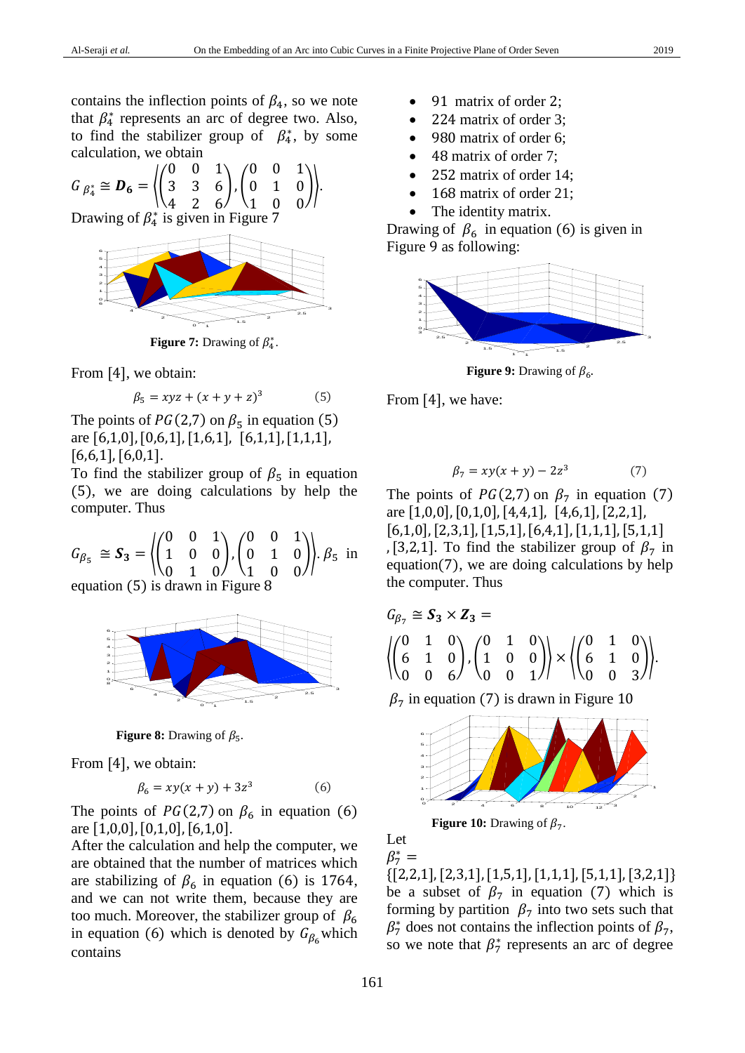contains the inflection points of $\beta_4$, so we note that $\beta_4^*$ represents an arc of degree two. Also, to find the stabilizer group of $\beta_4^*$, by some calculation, we obtain

$$G_{\beta_4^*} \cong \boldsymbol{D_6} = \left\langle \begin{pmatrix} 0 & 0 & 1 \\ 3 & 3 & 6 \\ 4 & 2 & 6 \end{pmatrix}, \begin{pmatrix} 0 & 0 & 1 \\ 0 & 1 & 0 \\ 1 & 0 & 0 \end{pmatrix} \right\rangle.$$

Drawing of $\beta_4^*$ is given in Figure 7

**Figure 7:** Drawing of $\beta_4^*$.

From [4], we obtain:

$$\beta_5 = xyz + (x + y + z)^3 \qquad (5)$$

The points of $PG(2,7)$ on $\beta_5$ in equation (5) are [6,1,0], [0,6,1], [1,6,1], [6,1,1], [1,1,1], [6,6,1], [6,0,1].

To find the stabilizer group of $\beta_5$ in equation (5), we are doing calculations by help the computer. Thus

$$G_{\beta_5} \cong \boldsymbol{S_3} = \left\langle \begin{pmatrix} 0 & 0 & 1 \\ 1 & 0 & 0 \\ 0 & 1 & 0 \end{pmatrix}, \begin{pmatrix} 0 & 0 & 1 \\ 0 & 1 & 0 \\ 1 & 0 & 0 \end{pmatrix} \right\rangle.$$

$\beta_5$ in equation (5) is drawn in Figure 8

**Figure 8:** Drawing of $\beta_5$.

From [4], we obtain:

$$\beta_6 = xy(x + y) + 3z^3 \qquad (6)$$

The points of $PG(2,7)$ on $\beta_6$ in equation (6) are [1,0,0], [0,1,0], [6,1,0].

After the calculation and help the computer, we are obtained that the number of matrices which are stabilizing of $\beta_6$ in equation (6) is 1764, and we can not write them, because they are too much. Moreover, the stabilizer group of $\beta_6$ in equation (6) which is denoted by $G_{\beta_6}$ which contains

- 91 matrix of order 2;
- 224 matrix of order 3;
- 980 matrix of order 6;
- 48 matrix of order 7;
- 252 matrix of order 14;
- 168 matrix of order 21;
- The identity matrix.

Drawing of $\beta_6$ in equation (6) is given in Figure 9 as following:

**Figure 9:** Drawing of $\beta_6$.

From [4], we have:

$$\beta_7 = xy(x + y) - 2z^3 \qquad (7)$$

The points of $PG(2,7)$ on $\beta_7$ in equation (7) are [1,0,0], [0,1,0], [4,4,1], [4,6,1], [2,2,1], [6,1,0], [2,3,1], [1,5,1], [6,4,1], [1,1,1], [5,1,1], [3,2,1]. To find the stabilizer group of $\beta_7$ in equation(7), we are doing calculations by help the computer. Thus

$$G_{\beta_7} \cong \boldsymbol{S_3} \times \boldsymbol{Z_3} = \left\langle \begin{pmatrix} 0 & 1 & 0 \\ 6 & 1 & 0 \\ 0 & 0 & 6 \end{pmatrix}, \begin{pmatrix} 0 & 1 & 0 \\ 1 & 0 & 0 \\ 0 & 0 & 1 \end{pmatrix} \right\rangle \times \left\langle \begin{pmatrix} 0 & 1 & 0 \\ 6 & 1 & 0 \\ 0 & 0 & 3 \end{pmatrix} \right\rangle.$$

$\beta_7$ in equation (7) is drawn in Figure 10

**Figure 10:** Drawing of $\beta_7$.

Let $\beta_7^* = \{[2,2,1], [2,3,1], [1,5,1], [1,1,1], [5,1,1], [3,2,1]\}$ be a subset of $\beta_7$ in equation (7) which is forming by partition $\beta_7$ into two sets such that $\beta_7^*$ does not contains the inflection points of $\beta_7$, so we note that $\beta_7^*$ represents an arc of degree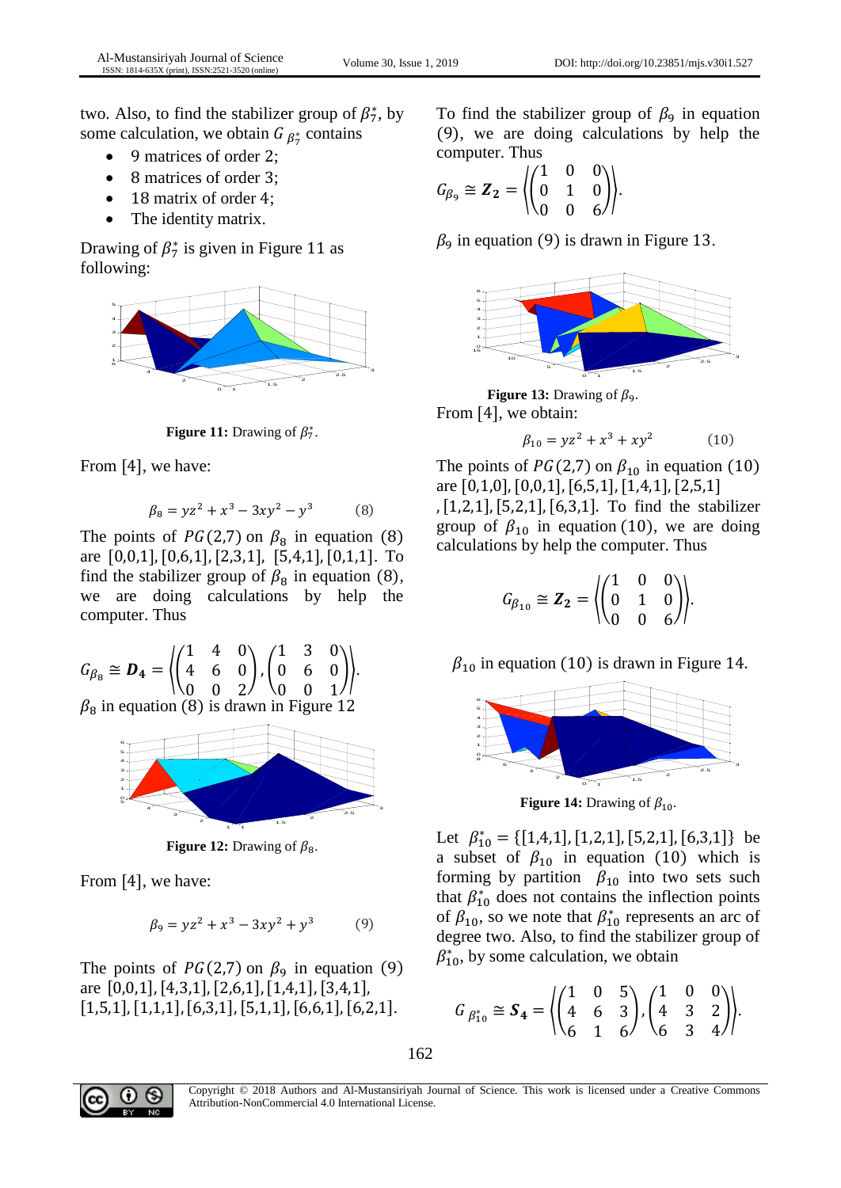two. Also, to find the stabilizer group of $\beta_7^*$, by some calculation, we obtain $G_{\beta_7^*}$ contains

- 9 matrices of order 2;
- 8 matrices of order 3;
- 18 matrix of order 4;
- The identity matrix.

Drawing of $\beta_7^*$ is given in Figure 11 as following:

**Figure 11:** Drawing of $\beta_7^*$.

From [4], we have:

$$\beta_8 = yz^2 + x^3 - 3xy^2 - y^3 \qquad (8)$$

The points of $PG(2,7)$ on $\beta_8$ in equation (8) are [0,0,1], [0,6,1], [2,3,1], [5,4,1], [0,1,1]. To find the stabilizer group of $\beta_8$ in equation (8), we are doing calculations by help the computer. Thus

$$G_{\beta_8} \cong \boldsymbol{D_4} = \left\langle \begin{pmatrix} 1 & 4 & 0 \\ 4 & 6 & 0 \\ 0 & 0 & 2 \end{pmatrix}, \begin{pmatrix} 1 & 3 & 0 \\ 0 & 6 & 0 \\ 0 & 0 & 1 \end{pmatrix} \right\rangle.$$

$\beta_8$ in equation (8) is drawn in Figure 12

**Figure 12:** Drawing of $\beta_8$.

From [4], we have:

$$\beta_9 = yz^2 + x^3 - 3xy^2 + y^3 \qquad (9)$$

The points of $PG(2,7)$ on $\beta_9$ in equation (9) are [0,0,1], [4,3,1], [2,6,1], [1,4,1], [3,4,1], [1,5,1], [1,1,1], [6,3,1], [5,1,1], [6,6,1], [6,2,1].

To find the stabilizer group of $\beta_9$ in equation (9), we are doing calculations by help the computer. Thus

$$G_{\beta_9} \cong \boldsymbol{Z_2} = \left\langle \begin{pmatrix} 1 & 0 & 0 \\ 0 & 1 & 0 \\ 0 & 0 & 6 \end{pmatrix} \right\rangle.$$

$\beta_9$ in equation (9) is drawn in Figure 13.

**Figure 13:** Drawing of $\beta_9$.

From [4], we obtain:

$$\beta_{10} = yz^2 + x^3 + xy^2 \qquad (10)$$

The points of $PG(2,7)$ on $\beta_{10}$ in equation (10) are [0,1,0], [0,0,1], [6,5,1], [1,4,1], [2,5,1], [1,2,1], [5,2,1], [6,3,1]. To find the stabilizer group of $\beta_{10}$ in equation (10), we are doing calculations by help the computer. Thus

$$G_{\beta_{10}} \cong \boldsymbol{Z_2} = \left\langle \begin{pmatrix} 1 & 0 & 0 \\ 0 & 1 & 0 \\ 0 & 0 & 6 \end{pmatrix} \right\rangle.$$

$\beta_{10}$ in equation (10) is drawn in Figure 14.

**Figure 14:** Drawing of $\beta_{10}$.

Let $\beta_{10}^* = \{[1,4,1], [1,2,1], [5,2,1], [6,3,1]\}$ be a subset of $\beta_{10}$ in equation (10) which is forming by partition $\beta_{10}$ into two sets such that $\beta_{10}^*$ does not contains the inflection points of $\beta_{10}$, so we note that $\beta_{10}^*$ represents an arc of degree two. Also, to find the stabilizer group of $\beta_{10}^*$, by some calculation, we obtain

$$G_{\beta_{10}^*} \cong \boldsymbol{S_4} = \left\langle \begin{pmatrix} 1 & 0 & 5 \\ 4 & 6 & 3 \\ 6 & 1 & 6 \end{pmatrix}, \begin{pmatrix} 1 & 0 & 0 \\ 4 & 3 & 2 \\ 6 & 3 & 4 \end{pmatrix} \right\rangle.$$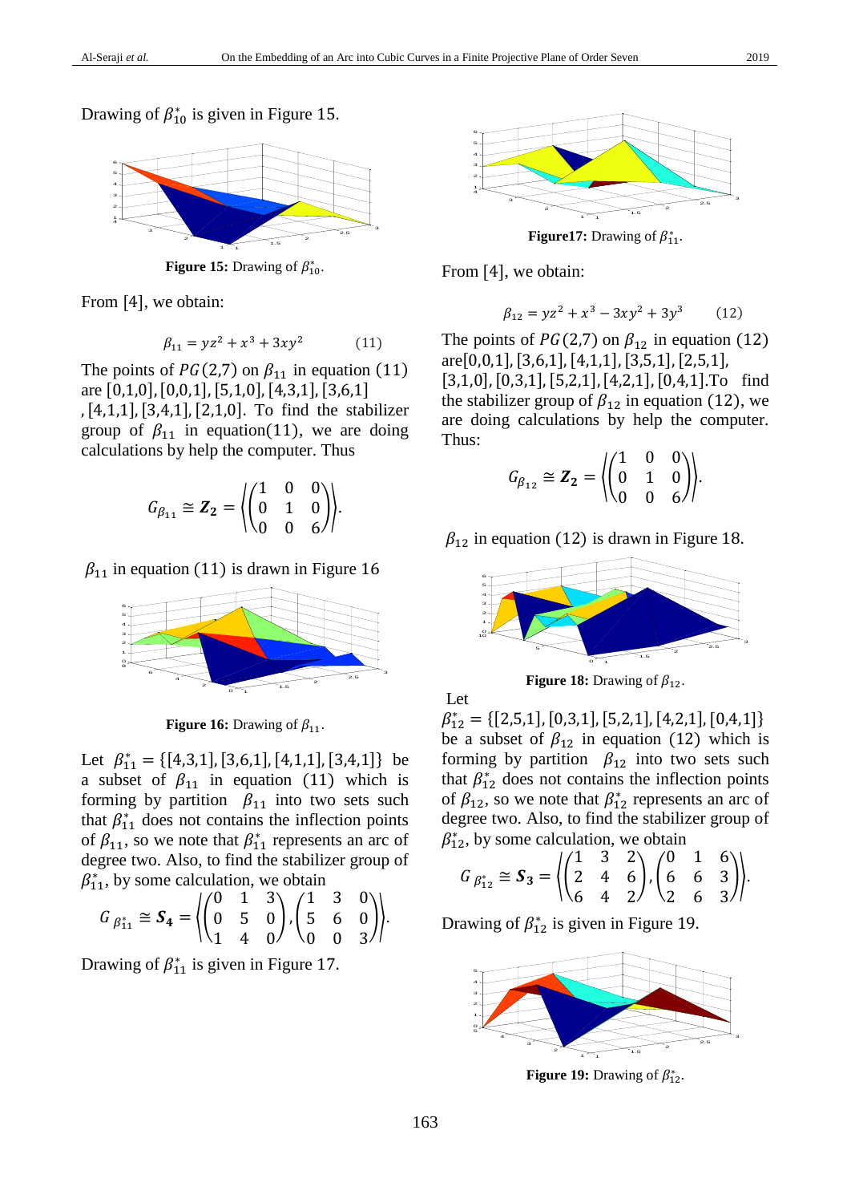Drawing of $\beta_{10}^*$ is given in Figure 15.

**Figure 15:** Drawing of $\beta_{10}^*$.

From [4], we obtain:

$$\beta_{11} = yz^2 + x^3 + 3xy^2 \qquad (11)$$

The points of $PG(2,7)$ on $\beta_{11}$ in equation (11) are [0,1,0], [0,0,1], [5,1,0], [4,3,1], [3,6,1], [4,1,1], [3,4,1], [2,1,0]. To find the stabilizer group of $\beta_{11}$ in equation(11), we are doing calculations by help the computer. Thus

$$G_{\beta_{11}} \cong \boldsymbol{Z_2} = \left\langle \begin{pmatrix} 1 & 0 & 0 \\ 0 & 1 & 0 \\ 0 & 0 & 6 \end{pmatrix} \right\rangle.$$

$\beta_{11}$ in equation (11) is drawn in Figure 16

**Figure 16:** Drawing of $\beta_{11}$.

Let $\beta_{11}^* = \{[4,3,1], [3,6,1], [4,1,1], [3,4,1]\}$ be a subset of $\beta_{11}$ in equation (11) which is forming by partition $\beta_{11}$ into two sets such that $\beta_{11}^*$ does not contains the inflection points of $\beta_{11}$, so we note that $\beta_{11}^*$ represents an arc of degree two. Also, to find the stabilizer group of $\beta_{11}^*$, by some calculation, we obtain

$$G_{\beta_{11}^*} \cong \boldsymbol{S_4} = \left\langle \begin{pmatrix} 0 & 1 & 3 \\ 0 & 5 & 0 \\ 1 & 4 & 0 \end{pmatrix}, \begin{pmatrix} 1 & 3 & 0 \\ 5 & 6 & 0 \\ 0 & 0 & 3 \end{pmatrix} \right\rangle.$$

Drawing of $\beta_{11}^*$ is given in Figure 17.

**Figure17:** Drawing of $\beta_{11}^*$.

From [4], we obtain:

$$\beta_{12} = yz^2 + x^3 - 3xy^2 + 3y^3 \qquad (12)$$

The points of $PG(2,7)$ on $\beta_{12}$ in equation (12) are[0,0,1], [3,6,1], [4,1,1], [3,5,1], [2,5,1], [3,1,0], [0,3,1], [5,2,1], [4,2,1], [0,4,1].To find the stabilizer group of $\beta_{12}$ in equation (12), we are doing calculations by help the computer. Thus:

$$G_{\beta_{12}} \cong \boldsymbol{Z_2} = \left\langle \begin{pmatrix} 1 & 0 & 0 \\ 0 & 1 & 0 \\ 0 & 0 & 6 \end{pmatrix} \right\rangle.$$

$\beta_{12}$ in equation (12) is drawn in Figure 18.

**Figure 18:** Drawing of $\beta_{12}$.

Let $\beta_{12}^* = \{[2,5,1], [0,3,1], [5,2,1], [4,2,1], [0,4,1]\}$ be a subset of $\beta_{12}$ in equation (12) which is forming by partition $\beta_{12}$ into two sets such that $\beta_{12}^*$ does not contains the inflection points of $\beta_{12}$, so we note that $\beta_{12}^*$ represents an arc of degree two. Also, to find the stabilizer group of $\beta_{12}^*$, by some calculation, we obtain

$$G_{\beta_{12}^*} \cong \boldsymbol{S_3} = \left\langle \begin{pmatrix} 1 & 3 & 2 \\ 2 & 4 & 6 \\ 6 & 4 & 2 \end{pmatrix}, \begin{pmatrix} 0 & 1 & 6 \\ 6 & 6 & 3 \\ 2 & 6 & 3 \end{pmatrix} \right\rangle.$$

Drawing of $\beta_{12}^*$ is given in Figure 19.

**Figure 19:** Drawing of $\beta_{12}^*$.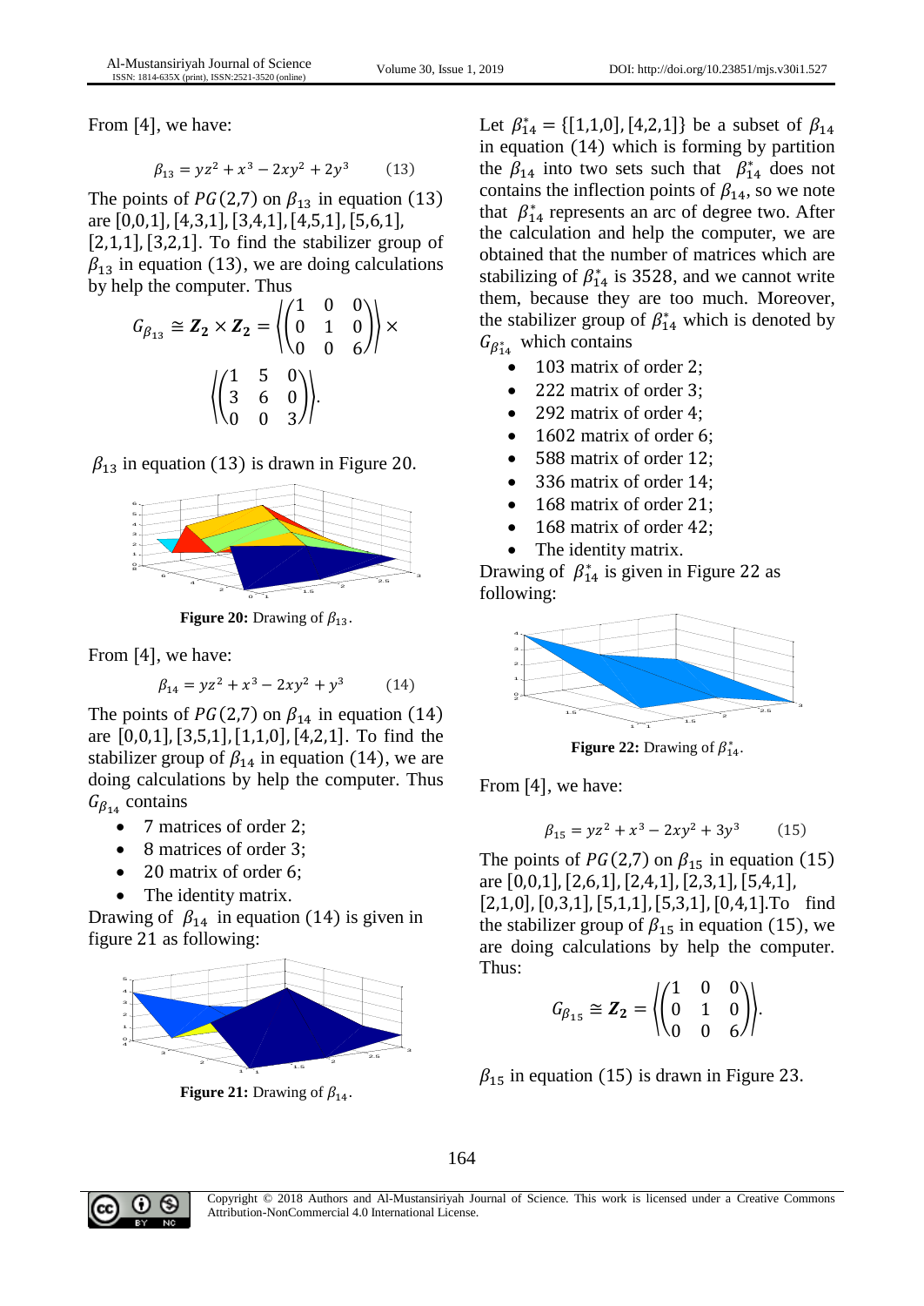From [4], we have:

$$\beta_{13} = yz^2 + x^3 - 2xy^2 + 2y^3 \qquad (13)$$

The points of $PG(2,7)$ on $\beta_{13}$ in equation (13) are $[0,0,1], [4,3,1], [3,4,1], [4,5,1], [5,6,1], [2,1,1], [3,2,1]$. To find the stabilizer group of $\beta_{13}$ in equation (13), we are doing calculations by help the computer. Thus

$$G_{\beta_{13}} \cong \mathbf{Z_2} \times \mathbf{Z_2} = \left\langle \begin{pmatrix} 1 & 0 & 0 \\ 0 & 1 & 0 \\ 0 & 0 & 6 \end{pmatrix} \right\rangle \times \left\langle \begin{pmatrix} 1 & 5 & 0 \\ 3 & 6 & 0 \\ 0 & 0 & 3 \end{pmatrix} \right\rangle.$$

$\beta_{13}$ in equation (13) is drawn in Figure 20.

**Figure 20:** Drawing of $\beta_{13}$.

From [4], we have:

$$\beta_{14} = yz^2 + x^3 - 2xy^2 + y^3 \qquad (14)$$

The points of $PG(2,7)$ on $\beta_{14}$ in equation (14) are $[0,0,1], [3,5,1], [1,1,0], [4,2,1]$. To find the stabilizer group of $\beta_{14}$ in equation (14), we are doing calculations by help the computer. Thus $G_{\beta_{14}}$ contains

- 7 matrices of order 2;
- 8 matrices of order 3;
- 20 matrix of order 6;
- The identity matrix.

Drawing of $\beta_{14}$ in equation (14) is given in figure 21 as following:

**Figure 21:** Drawing of $\beta_{14}$.

Let $\beta_{14}^* = \{[1,1,0], [4,2,1]\}$ be a subset of $\beta_{14}$ in equation (14) which is forming by partition the $\beta_{14}$ into two sets such that $\beta_{14}^*$ does not contains the inflection points of $\beta_{14}$, so we note that $\beta_{14}^*$ represents an arc of degree two. After the calculation and help the computer, we are obtained that the number of matrices which are stabilizing of $\beta_{14}^*$ is 3528, and we cannot write them, because they are too much. Moreover, the stabilizer group of $\beta_{14}^*$ which is denoted by $G_{\beta_{14}^*}$ which contains

- 103 matrix of order 2;
- 222 matrix of order 3;
- 292 matrix of order 4;
- 1602 matrix of order 6;
- 588 matrix of order 12;
- 336 matrix of order 14;
- 168 matrix of order 21;
- 168 matrix of order 42;
- The identity matrix.

Drawing of $\beta_{14}^*$ is given in Figure 22 as following:

**Figure 22:** Drawing of $\beta_{14}^*$.

From [4], we have:

$$\beta_{15} = yz^2 + x^3 - 2xy^2 + 3y^3 \qquad (15)$$

The points of $PG(2,7)$ on $\beta_{15}$ in equation (15) are $[0,0,1], [2,6,1], [2,4,1], [2,3,1], [5,4,1], [2,1,0], [0,3,1], [5,1,1], [5,3,1], [0,4,1]$.To find the stabilizer group of $\beta_{15}$ in equation (15), we are doing calculations by help the computer. Thus:

$$G_{\beta_{15}} \cong \mathbf{Z_2} = \left\langle \begin{pmatrix} 1 & 0 & 0 \\ 0 & 1 & 0 \\ 0 & 0 & 6 \end{pmatrix} \right\rangle.$$

$\beta_{15}$ in equation (15) is drawn in Figure 23.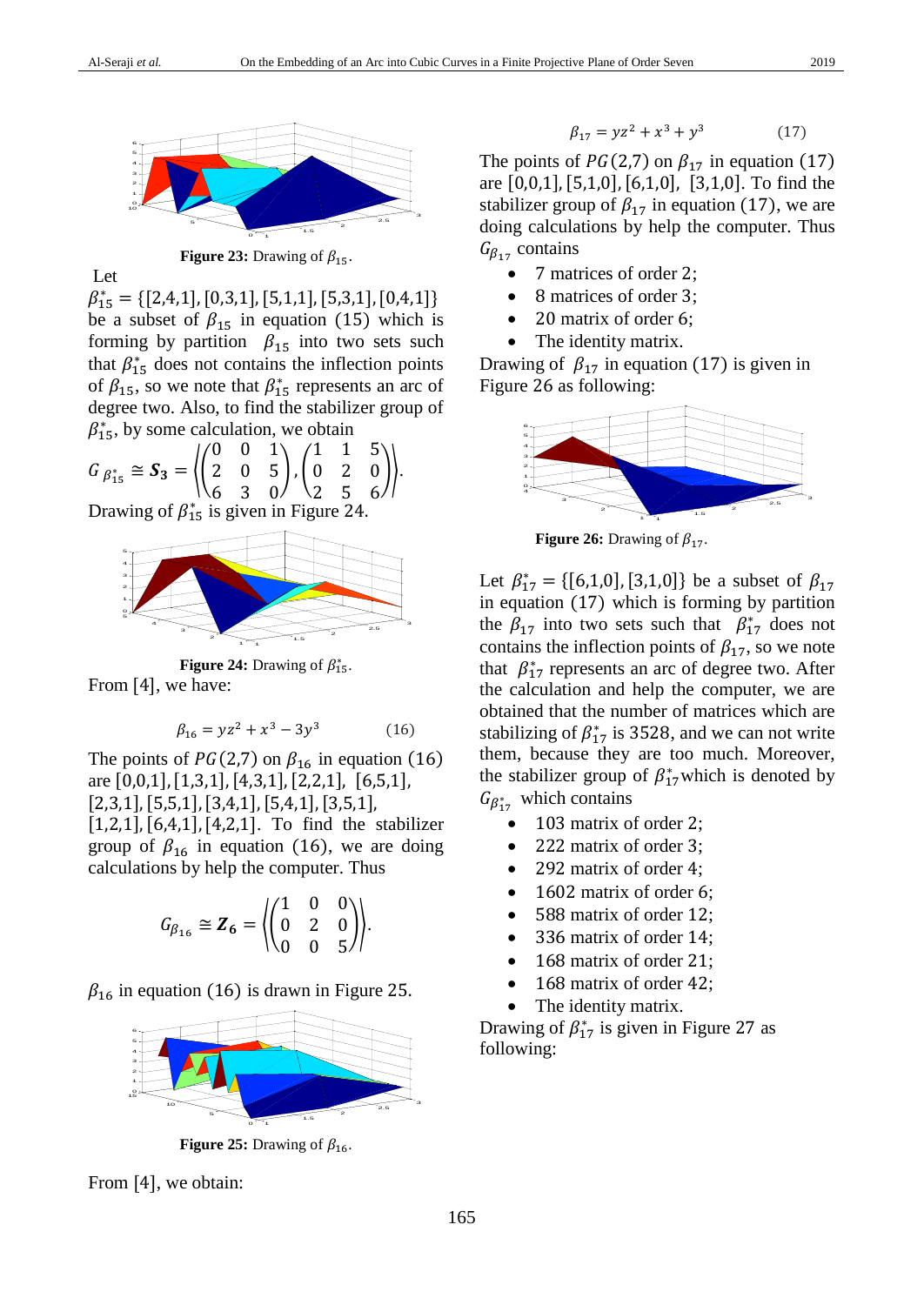Figure 23: Drawing of $\beta_{15}$.

Let

$\beta_{15}^* = \{[2,4,1],[0,3,1],[5,1,1],[5,3,1],[0,4,1]\}$ be a subset of $\beta_{15}$ in equation (15) which is forming by partition $\beta_{15}$ into two sets such that $\beta_{15}^*$ does not contains the inflection points of $\beta_{15}$, so we note that $\beta_{15}^*$ represents an arc of degree two. Also, to find the stabilizer group of $\beta_{15}^*$, by some calculation, we obtain

$$G_{\beta_{15}^*} \cong \boldsymbol{S_3} = \left\langle \begin{pmatrix} 0 & 0 & 1 \\ 2 & 0 & 5 \\ 6 & 3 & 0 \end{pmatrix}, \begin{pmatrix} 1 & 1 & 5 \\ 0 & 2 & 0 \\ 2 & 5 & 6 \end{pmatrix} \right\rangle.$$

Drawing of $\beta_{15}^*$ is given in Figure 24.

Figure 24: Drawing of $\beta_{15}^*$.

From [4], we have:

$$\beta_{16} = yz^2 + x^3 - 3y^3 \qquad (16)$$

The points of $PG(2,7)$ on $\beta_{16}$ in equation (16) are $[0,0,1],[1,3,1],[4,3,1],[2,2,1], [6,5,1], [2,3,1],[5,5,1],[3,4,1],[5,4,1],[3,5,1], [1,2,1],[6,4,1],[4,2,1]$. To find the stabilizer group of $\beta_{16}$ in equation (16), we are doing calculations by help the computer. Thus

$$G_{\beta_{16}} \cong \boldsymbol{Z_6} = \left\langle \begin{pmatrix} 1 & 0 & 0 \\ 0 & 2 & 0 \\ 0 & 0 & 5 \end{pmatrix} \right\rangle.$$

$\beta_{16}$ in equation (16) is drawn in Figure 25.

Figure 25: Drawing of $\beta_{16}$.

From [4], we obtain:

$$\beta_{17} = yz^2 + x^3 + y^3 \qquad (17)$$

The points of $PG(2,7)$ on $\beta_{17}$ in equation (17) are $[0,0,1],[5,1,0],[6,1,0], [3,1,0]$. To find the stabilizer group of $\beta_{17}$ in equation (17), we are doing calculations by help the computer. Thus $G_{\beta_{17}}$ contains

- 7 matrices of order 2;
- 8 matrices of order 3;
- 20 matrix of order 6;
- The identity matrix.

Drawing of $\beta_{17}$ in equation (17) is given in Figure 26 as following:

Figure 26: Drawing of $\beta_{17}$.

Let $\beta_{17}^* = \{[6,1,0],[3,1,0]\}$ be a subset of $\beta_{17}$ in equation (17) which is forming by partition the $\beta_{17}$ into two sets such that $\beta_{17}^*$ does not contains the inflection points of $\beta_{17}$, so we note that $\beta_{17}^*$ represents an arc of degree two. After the calculation and help the computer, we are obtained that the number of matrices which are stabilizing of $\beta_{17}^*$ is 3528, and we can not write them, because they are too much. Moreover, the stabilizer group of $\beta_{17}^*$ which is denoted by $G_{\beta_{17}^*}$ which contains

- 103 matrix of order 2;
- 222 matrix of order 3;
- 292 matrix of order 4;
- 1602 matrix of order 6;
- 588 matrix of order 12;
- 336 matrix of order 14;
- 168 matrix of order 21;
- 168 matrix of order 42;
- The identity matrix.

Drawing of $\beta_{17}^*$ is given in Figure 27 as following: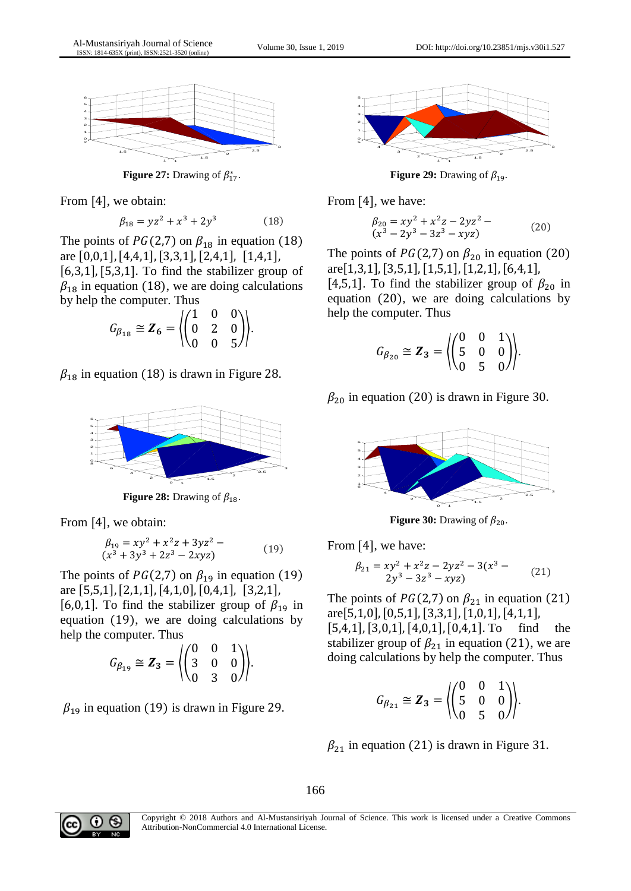Figure 27: Drawing of $\beta_{17}^{*}$.

From [4], we obtain:

$$\beta_{18} = yz^2 + x^3 + 2y^3 \qquad (18)$$

The points of $PG(2,7)$ on $\beta_{18}$ in equation (18) are [0,0,1], [4,4,1], [3,3,1], [2,4,1], [1,4,1], [6,3,1], [5,3,1]. To find the stabilizer group of $\beta_{18}$ in equation (18), we are doing calculations by help the computer. Thus

$$G_{\beta_{18}} \cong \boldsymbol{Z_6} = \left\langle \begin{pmatrix} 1 & 0 & 0 \\ 0 & 2 & 0 \\ 0 & 0 & 5 \end{pmatrix} \right\rangle.$$

$\beta_{18}$ in equation (18) is drawn in Figure 28.

Figure 28: Drawing of $\beta_{18}$.

From [4], we obtain:

$$\beta_{19} = xy^2 + x^2z + 3yz^2 - (x^3 + 3y^3 + 2z^3 - 2xyz) \qquad (19)$$

The points of $PG(2,7)$ on $\beta_{19}$ in equation (19) are [5,5,1], [2,1,1], [4,1,0], [0,4,1], [3,2,1], [6,0,1]. To find the stabilizer group of $\beta_{19}$ in equation (19), we are doing calculations by help the computer. Thus

$$G_{\beta_{19}} \cong \boldsymbol{Z_3} = \left\langle \begin{pmatrix} 0 & 0 & 1 \\ 3 & 0 & 0 \\ 0 & 3 & 0 \end{pmatrix} \right\rangle.$$

$\beta_{19}$ in equation (19) is drawn in Figure 29.

Figure 29: Drawing of $\beta_{19}$.

From [4], we have:

$$\beta_{20} = xy^2 + x^2z - 2yz^2 - (x^3 - 2y^3 - 3z^3 - xyz) \qquad (20)$$

The points of $PG(2,7)$ on $\beta_{20}$ in equation (20) are [1,3,1], [3,5,1], [1,5,1], [1,2,1], [6,4,1], [4,5,1]. To find the stabilizer group of $\beta_{20}$ in equation (20), we are doing calculations by help the computer. Thus

$$G_{\beta_{20}} \cong \boldsymbol{Z_3} = \left\langle \begin{pmatrix} 0 & 0 & 1 \\ 5 & 0 & 0 \\ 0 & 5 & 0 \end{pmatrix} \right\rangle.$$

$\beta_{20}$ in equation (20) is drawn in Figure 30.

Figure 30: Drawing of $\beta_{20}$.

From [4], we have:

$$\beta_{21} = xy^2 + x^2z - 2yz^2 - 3(x^3 - 2y^3 - 3z^3 - xyz) \qquad (21)$$

The points of $PG(2,7)$ on $\beta_{21}$ in equation (21) are [5,1,0], [0,5,1], [3,3,1], [1,0,1], [4,1,1], [5,4,1], [3,0,1], [4,0,1], [0,4,1]. To find the stabilizer group of $\beta_{21}$ in equation (21), we are doing calculations by help the computer. Thus

$$G_{\beta_{21}} \cong \boldsymbol{Z_3} = \left\langle \begin{pmatrix} 0 & 0 & 1 \\ 5 & 0 & 0 \\ 0 & 5 & 0 \end{pmatrix} \right\rangle.$$

$\beta_{21}$ in equation (21) is drawn in Figure 31.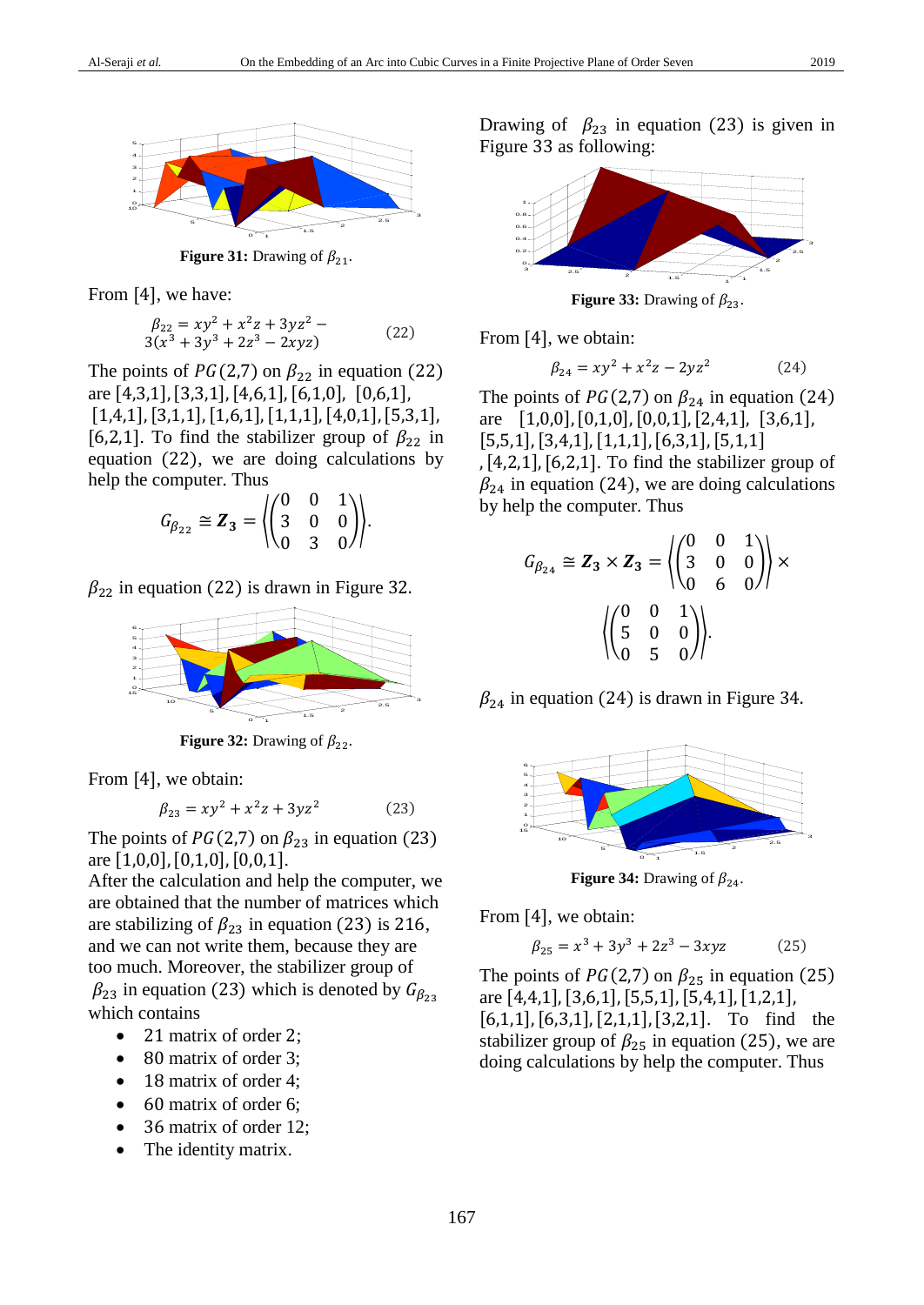**Figure 31:** Drawing of $\beta_{21}$.

From [4], we have:

$$\beta_{22} = xy^2 + x^2z + 3yz^2 - 3(x^3 + 3y^3 + 2z^3 - 2xyz) \qquad (22)$$

The points of $PG(2,7)$ on $\beta_{22}$ in equation (22) are [4,3,1], [3,3,1], [4,6,1], [6,1,0], [0,6,1], [1,4,1], [3,1,1], [1,6,1], [1,1,1], [4,0,1], [5,3,1], [6,2,1]. To find the stabilizer group of $\beta_{22}$ in equation (22), we are doing calculations by help the computer. Thus

$$G_{\beta_{22}} \cong \boldsymbol{Z_3} = \left\langle \begin{pmatrix} 0 & 0 & 1 \\ 3 & 0 & 0 \\ 0 & 3 & 0 \end{pmatrix} \right\rangle.$$

$\beta_{22}$ in equation (22) is drawn in Figure 32.

**Figure 32:** Drawing of $\beta_{22}$.

From [4], we obtain:

$$\beta_{23} = xy^2 + x^2z + 3yz^2 \qquad (23)$$

The points of $PG(2,7)$ on $\beta_{23}$ in equation (23) are [1,0,0], [0,1,0], [0,0,1].
After the calculation and help the computer, we are obtained that the number of matrices which are stabilizing of $\beta_{23}$ in equation (23) is 216, and we can not write them, because they are too much. Moreover, the stabilizer group of $\beta_{23}$ in equation (23) which is denoted by $G_{\beta_{23}}$ which contains

- 21 matrix of order 2;
- 80 matrix of order 3;
- 18 matrix of order 4;
- 60 matrix of order 6;
- 36 matrix of order 12;
- The identity matrix.

Drawing of $\beta_{23}$ in equation (23) is given in Figure 33 as following:

**Figure 33:** Drawing of $\beta_{23}$.

From [4], we obtain:

$$\beta_{24} = xy^2 + x^2z - 2yz^2 \qquad (24)$$

The points of $PG(2,7)$ on $\beta_{24}$ in equation (24) are [1,0,0], [0,1,0], [0,0,1], [2,4,1], [3,6,1], [5,5,1], [3,4,1], [1,1,1], [6,3,1], [5,1,1], [4,2,1], [6,2,1]. To find the stabilizer group of $\beta_{24}$ in equation (24), we are doing calculations by help the computer. Thus

$$G_{\beta_{24}} \cong \boldsymbol{Z_3} \times \boldsymbol{Z_3} = \left\langle \begin{pmatrix} 0 & 0 & 1 \\ 3 & 0 & 0 \\ 0 & 6 & 0 \end{pmatrix} \right\rangle \times \left\langle \begin{pmatrix} 0 & 0 & 1 \\ 5 & 0 & 0 \\ 0 & 5 & 0 \end{pmatrix} \right\rangle.$$

$\beta_{24}$ in equation (24) is drawn in Figure 34.

**Figure 34:** Drawing of $\beta_{24}$.

From [4], we obtain:

$$\beta_{25} = x^3 + 3y^3 + 2z^3 - 3xyz \qquad (25)$$

The points of $PG(2,7)$ on $\beta_{25}$ in equation (25) are [4,4,1], [3,6,1], [5,5,1], [5,4,1], [1,2,1], [6,1,1], [6,3,1], [2,1,1], [3,2,1]. To find the stabilizer group of $\beta_{25}$ in equation (25), we are doing calculations by help the computer. Thus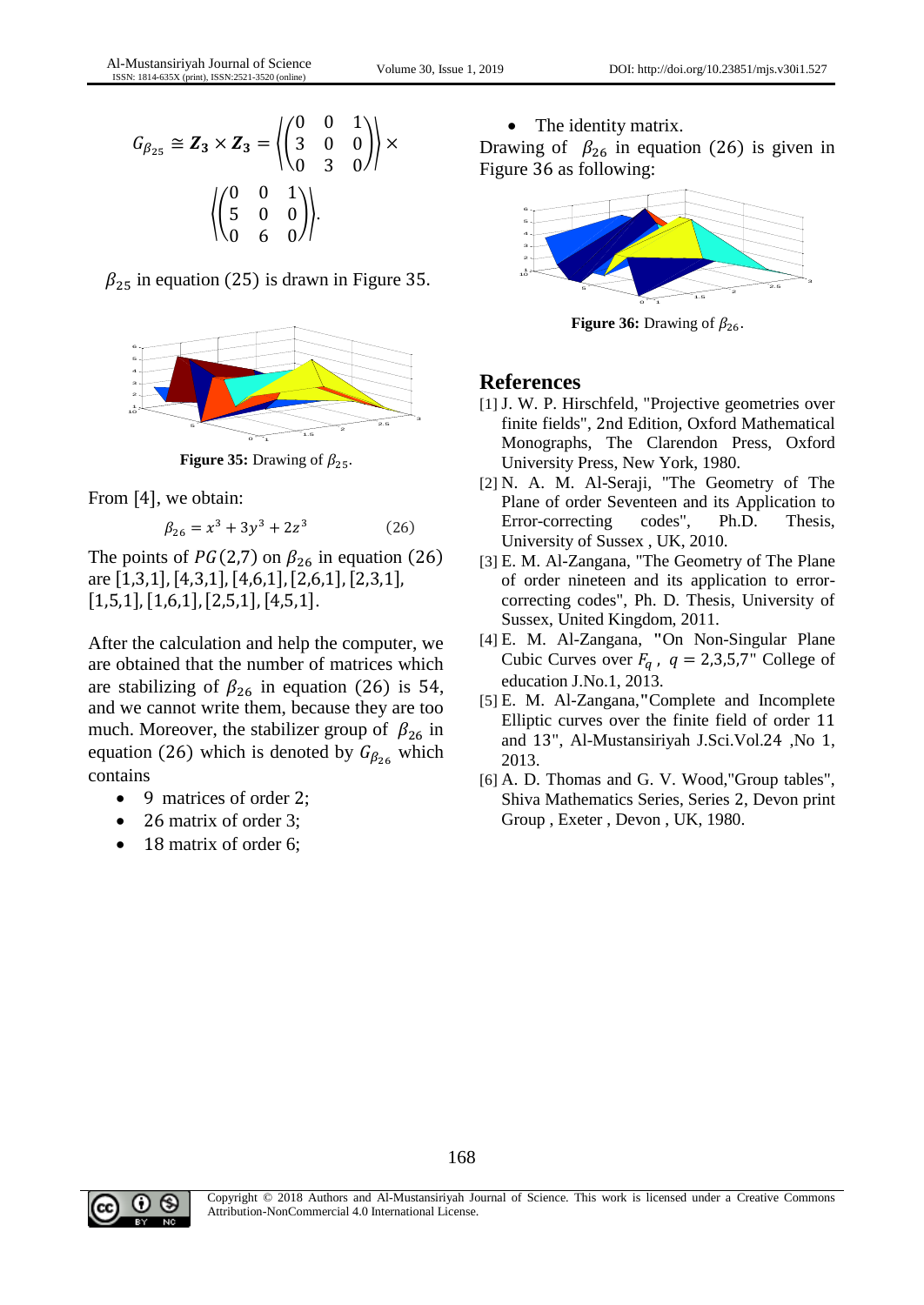$$G_{\beta_{25}} \cong \mathbf{Z_3} \times \mathbf{Z_3} = \left\langle \begin{pmatrix} 0 & 0 & 1 \\ 3 & 0 & 0 \\ 0 & 3 & 0 \end{pmatrix} \right\rangle \times \left\langle \begin{pmatrix} 0 & 0 & 1 \\ 5 & 0 & 0 \\ 0 & 6 & 0 \end{pmatrix} \right\rangle.$$

$\beta_{25}$ in equation $(25)$ is drawn in Figure 35.

6
5
4
3
2
1
10
5
0
1
1.5
2
2.5
3

**Figure 35:** Drawing of $\beta_{25}$.

From [4], we obtain:

$$\beta_{26} = x^3 + 3y^3 + 2z^3 \qquad (26)$$

The points of $PG(2,7)$ on $\beta_{26}$ in equation $(26)$ are $[1,3,1], [4,3,1], [4,6,1], [2,6,1], [2,3,1], [1,5,1], [1,6,1], [2,5,1], [4,5,1]$.

After the calculation and help the computer, we are obtained that the number of matrices which are stabilizing of $\beta_{26}$ in equation $(26)$ is $54$, and we cannot write them, because they are too much. Moreover, the stabilizer group of $\beta_{26}$ in equation $(26)$ which is denoted by $G_{\beta_{26}}$ which contains

- $9$ matrices of order $2$;
- $26$ matrix of order $3$;
- $18$ matrix of order $6$;
- The identity matrix.

Drawing of $\beta_{26}$ in equation $(26)$ is given in Figure 36 as following:

6
5
4
3
2
1
10
5
0
1
1.5
2
2.5
3

**Figure 36:** Drawing of $\beta_{26}$.

## References

[1] J. W. P. Hirschfeld, "Projective geometries over finite fields", 2nd Edition, Oxford Mathematical Monographs, The Clarendon Press, Oxford University Press, New York, 1980.

[2] N. A. M. Al-Seraji, "The Geometry of The Plane of order Seventeen and its Application to Error-correcting codes", Ph.D. Thesis, University of Sussex , UK, 2010.

[3] E. M. Al-Zangana, "The Geometry of The Plane of order nineteen and its application to error-correcting codes", Ph. D. Thesis, University of Sussex, United Kingdom, 2011.

[4] E. M. Al-Zangana, "On Non-Singular Plane Cubic Curves over $F_q$ , $q = 2,3,5,7$" College of education J.No.1, 2013.

[5] E. M. Al-Zangana,"Complete and Incomplete Elliptic curves over the finite field of order 11 and 13", Al-Mustansiriyah J.Sci.Vol.24 ,No 1, 2013.

[6] A. D. Thomas and G. V. Wood,"Group tables", Shiva Mathematics Series, Series 2, Devon print Group , Exeter , Devon , UK, 1980.

Copyright © 2018 Authors and Al-Mustansiriyah Journal of Science. This work is licensed under a Creative Commons Attribution-NonCommercial 4.0 International License.